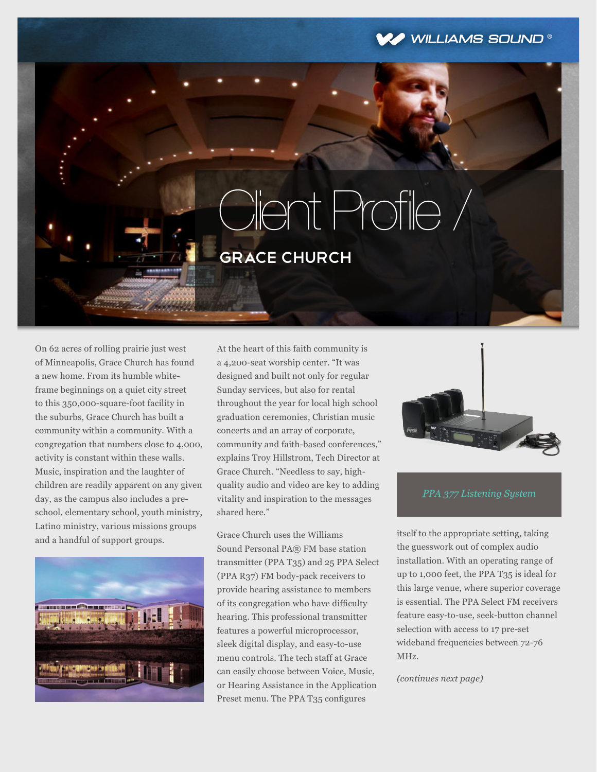# Client Profile /

## GRACE CHURCH

On 62 acres of rolling prairie just west of Minneapolis, Grace Church has found a new home. From its humble white-frame beginnings on a quiet city street to this 350,000-square-foot facility in the suburbs, Grace Church has built a community within a community. With a congregation that numbers close to 4,000, activity is constant within these walls. Music, inspiration and the laughter of children are readily apparent on any given day, as the campus also includes a pre-school, elementary school, youth ministry, Latino ministry, various missions groups and a handful of support groups.

At the heart of this faith community is a 4,200-seat worship center. "It was designed and built not only for regular Sunday services, but also for rental throughout the year for local high school graduation ceremonies, Christian music concerts and an array of corporate, community and faith-based conferences," explains Troy Hillstrom, Tech Director at Grace Church. "Needless to say, high-quality audio and video are key to adding vitality and inspiration to the messages shared here."

Grace Church uses the Williams Sound Personal PA® FM base station transmitter (PPA T35) and 25 PPA Select (PPA R37) FM body-pack receivers to provide hearing assistance to members of its congregation who have difficulty hearing. This professional transmitter features a powerful microprocessor, sleek digital display, and easy-to-use menu controls. The tech staff at Grace can easily choose between Voice, Music, or Hearing Assistance in the Application Preset menu. The PPA T35 configures itself to the appropriate setting, taking the guesswork out of complex audio installation. With an operating range of up to 1,000 feet, the PPA T35 is ideal for this large venue, where superior coverage is essential. The PPA Select FM receivers feature easy-to-use, seek-button channel selection with access to 17 pre-set wideband frequencies between 72-76 MHz.

*PPA 377 Listening System*

*(continues next page)*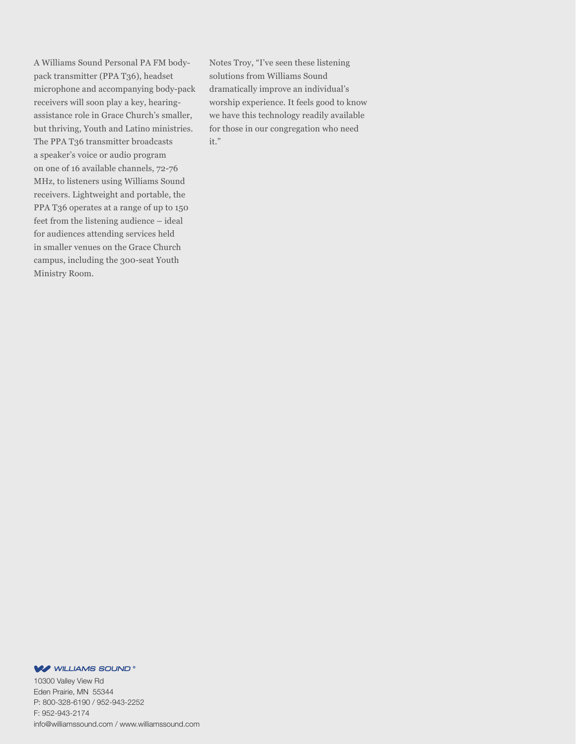A Williams Sound Personal PA FM body-pack transmitter (PPA T36), headset microphone and accompanying body-pack receivers will soon play a key, hearing-assistance role in Grace Church's smaller, but thriving, Youth and Latino ministries. The PPA T36 transmitter broadcasts a speaker's voice or audio program on one of 16 available channels, 72-76 MHz, to listeners using Williams Sound receivers. Lightweight and portable, the PPA T36 operates at a range of up to 150 feet from the listening audience – ideal for audiences attending services held in smaller venues on the Grace Church campus, including the 300-seat Youth Ministry Room.

Notes Troy, "I've seen these listening solutions from Williams Sound dramatically improve an individual's worship experience. It feels good to know we have this technology readily available for those in our congregation who need it."

WILLIAMS SOUND®

10300 Valley View Rd
Eden Prairie, MN 55344
P: 800-328-6190 / 952-943-2252
F: 952-943-2174
info@williamssound.com / www.williamssound.com